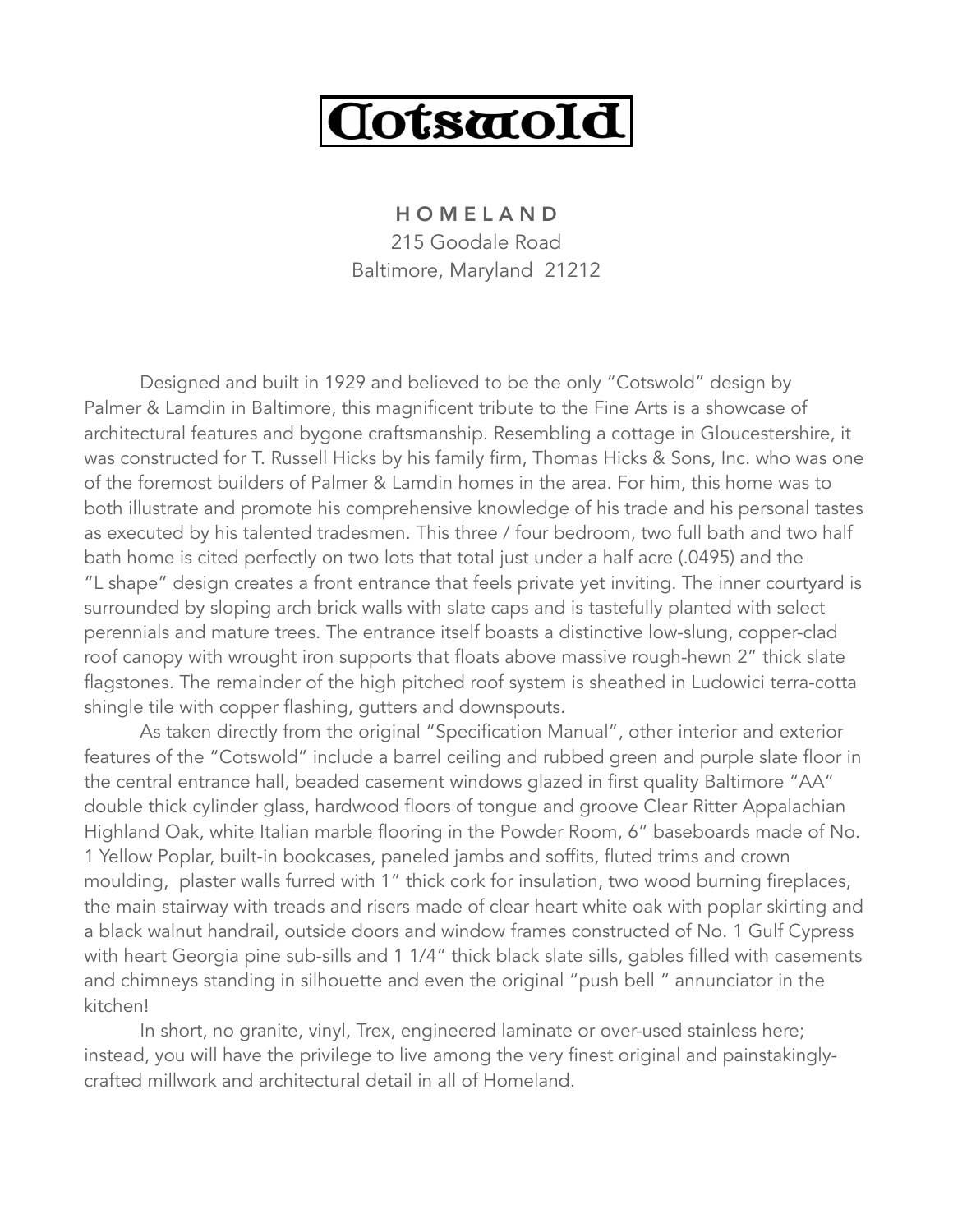# Cotswold

**HOMELAND**
215 Goodale Road
Baltimore, Maryland 21212

Designed and built in 1929 and believed to be the only "Cotswold" design by Palmer & Lamdin in Baltimore, this magnificent tribute to the Fine Arts is a showcase of architectural features and bygone craftsmanship. Resembling a cottage in Gloucestershire, it was constructed for T. Russell Hicks by his family firm, Thomas Hicks & Sons, Inc. who was one of the foremost builders of Palmer & Lamdin homes in the area. For him, this home was to both illustrate and promote his comprehensive knowledge of his trade and his personal tastes as executed by his talented tradesmen. This three / four bedroom, two full bath and two half bath home is cited perfectly on two lots that total just under a half acre (.0495) and the "L shape" design creates a front entrance that feels private yet inviting. The inner courtyard is surrounded by sloping arch brick walls with slate caps and is tastefully planted with select perennials and mature trees. The entrance itself boasts a distinctive low-slung, copper-clad roof canopy with wrought iron supports that floats above massive rough-hewn 2" thick slate flagstones. The remainder of the high pitched roof system is sheathed in Ludowici terra-cotta shingle tile with copper flashing, gutters and downspouts.

As taken directly from the original "Specification Manual", other interior and exterior features of the "Cotswold" include a barrel ceiling and rubbed green and purple slate floor in the central entrance hall, beaded casement windows glazed in first quality Baltimore "AA" double thick cylinder glass, hardwood floors of tongue and groove Clear Ritter Appalachian Highland Oak, white Italian marble flooring in the Powder Room, 6" baseboards made of No. 1 Yellow Poplar, built-in bookcases, paneled jambs and soffits, fluted trims and crown moulding, plaster walls furred with 1" thick cork for insulation, two wood burning fireplaces, the main stairway with treads and risers made of clear heart white oak with poplar skirting and a black walnut handrail, outside doors and window frames constructed of No. 1 Gulf Cypress with heart Georgia pine sub-sills and 1 1/4" thick black slate sills, gables filled with casements and chimneys standing in silhouette and even the original "push bell " annunciator in the kitchen!

In short, no granite, vinyl, Trex, engineered laminate or over-used stainless here; instead, you will have the privilege to live among the very finest original and painstakingly-crafted millwork and architectural detail in all of Homeland.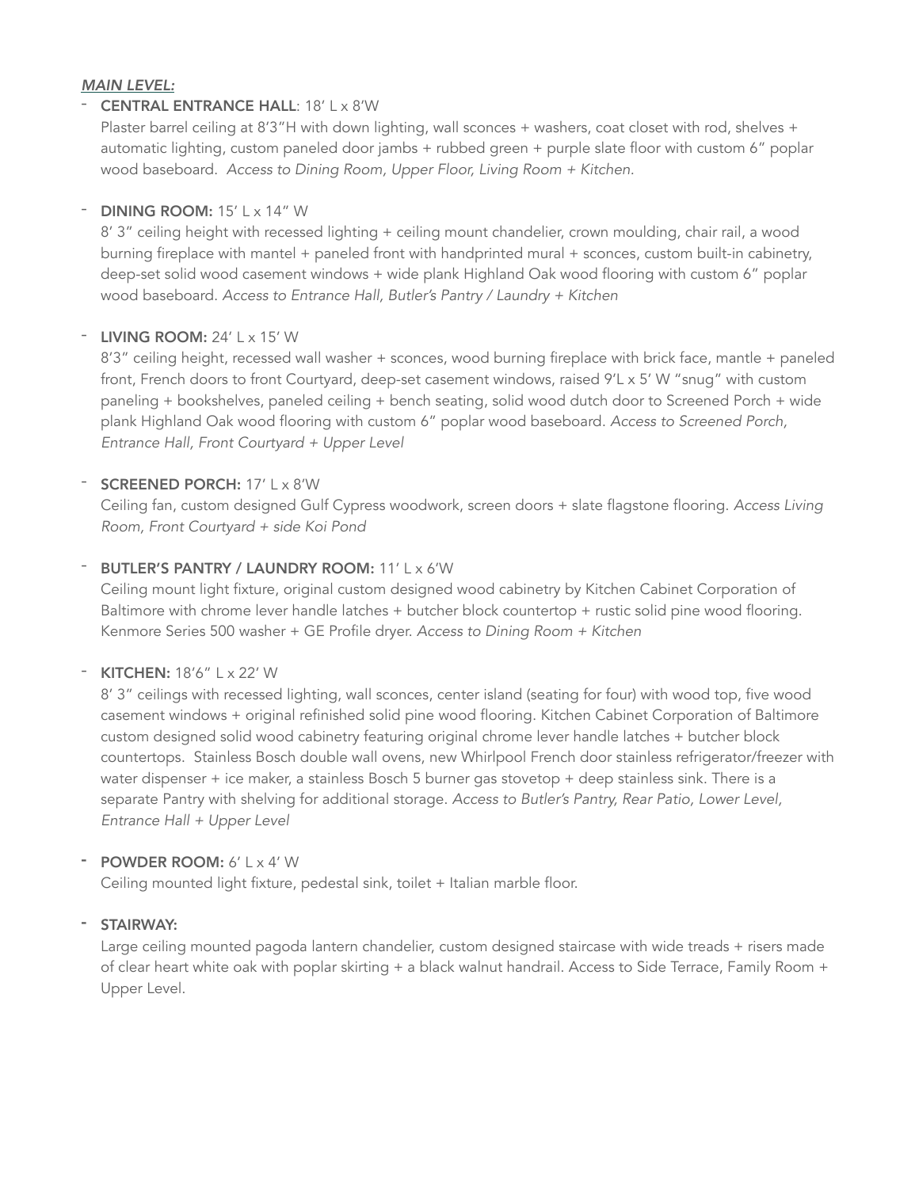***MAIN LEVEL:***

- **CENTRAL ENTRANCE HALL**: 18' L x 8'W
  Plaster barrel ceiling at 8'3"H with down lighting, wall sconces + washers, coat closet with rod, shelves + automatic lighting, custom paneled door jambs + rubbed green + purple slate floor with custom 6" poplar wood baseboard. *Access to Dining Room, Upper Floor, Living Room + Kitchen.*

- **DINING ROOM:** 15' L x 14" W
  8' 3" ceiling height with recessed lighting + ceiling mount chandelier, crown moulding, chair rail, a wood burning fireplace with mantel + paneled front with handprinted mural + sconces, custom built-in cabinetry, deep-set solid wood casement windows + wide plank Highland Oak wood flooring with custom 6" poplar wood baseboard. *Access to Entrance Hall, Butler's Pantry / Laundry + Kitchen*

- **LIVING ROOM:** 24' L x 15' W
  8'3" ceiling height, recessed wall washer + sconces, wood burning fireplace with brick face, mantle + paneled front, French doors to front Courtyard, deep-set casement windows, raised 9'L x 5' W "snug" with custom paneling + bookshelves, paneled ceiling + bench seating, solid wood dutch door to Screened Porch + wide plank Highland Oak wood flooring with custom 6" poplar wood baseboard. *Access to Screened Porch, Entrance Hall, Front Courtyard + Upper Level*

- **SCREENED PORCH:** 17' L x 8'W
  Ceiling fan, custom designed Gulf Cypress woodwork, screen doors + slate flagstone flooring. *Access Living Room, Front Courtyard + side Koi Pond*

- **BUTLER'S PANTRY / LAUNDRY ROOM:** 11' L x 6'W
  Ceiling mount light fixture, original custom designed wood cabinetry by Kitchen Cabinet Corporation of Baltimore with chrome lever handle latches + butcher block countertop + rustic solid pine wood flooring. Kenmore Series 500 washer + GE Profile dryer. *Access to Dining Room + Kitchen*

- **KITCHEN:** 18'6" L x 22' W
  8' 3" ceilings with recessed lighting, wall sconces, center island (seating for four) with wood top, five wood casement windows + original refinished solid pine wood flooring. Kitchen Cabinet Corporation of Baltimore custom designed solid wood cabinetry featuring original chrome lever handle latches + butcher block countertops. Stainless Bosch double wall ovens, new Whirlpool French door stainless refrigerator/freezer with water dispenser + ice maker, a stainless Bosch 5 burner gas stovetop + deep stainless sink. There is a separate Pantry with shelving for additional storage. *Access to Butler's Pantry, Rear Patio, Lower Level, Entrance Hall + Upper Level*

- **POWDER ROOM:** 6' L x 4' W
  Ceiling mounted light fixture, pedestal sink, toilet + Italian marble floor.

- **STAIRWAY:**
  Large ceiling mounted pagoda lantern chandelier, custom designed staircase with wide treads + risers made of clear heart white oak with poplar skirting + a black walnut handrail. Access to Side Terrace, Family Room + Upper Level.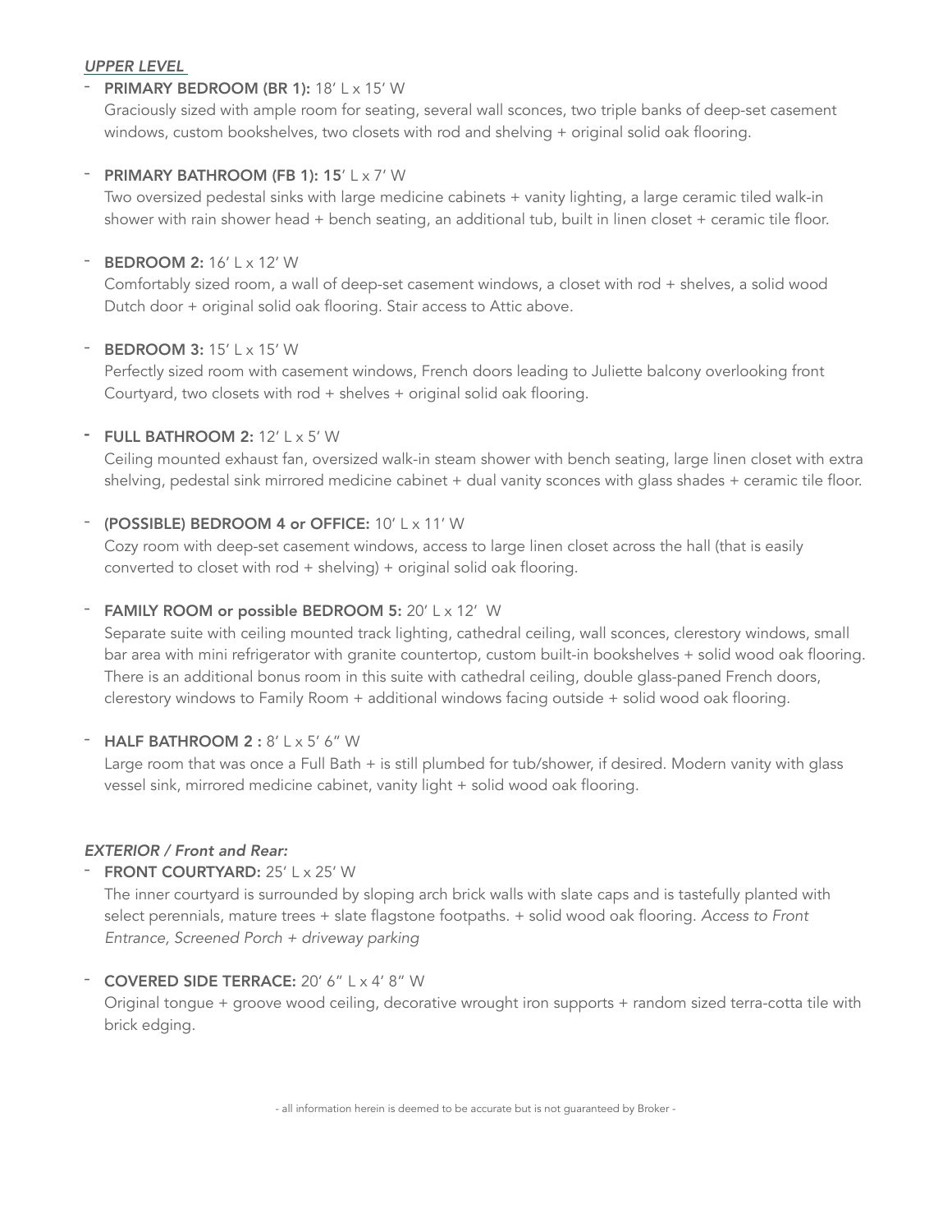***UPPER LEVEL***

- **PRIMARY BEDROOM (BR 1):** 18' L x 15' W
  Graciously sized with ample room for seating, several wall sconces, two triple banks of deep-set casement windows, custom bookshelves, two closets with rod and shelving + original solid oak flooring.

- **PRIMARY BATHROOM (FB 1): 15**' L x 7' W
  Two oversized pedestal sinks with large medicine cabinets + vanity lighting, a large ceramic tiled walk-in shower with rain shower head + bench seating, an additional tub, built in linen closet + ceramic tile floor.

- **BEDROOM 2:** 16' L x 12' W
  Comfortably sized room, a wall of deep-set casement windows, a closet with rod + shelves, a solid wood Dutch door + original solid oak flooring. Stair access to Attic above.

- **BEDROOM 3:** 15' L x 15' W
  Perfectly sized room with casement windows, French doors leading to Juliette balcony overlooking front Courtyard, two closets with rod + shelves + original solid oak flooring.

- **FULL BATHROOM 2:** 12' L x 5' W
  Ceiling mounted exhaust fan, oversized walk-in steam shower with bench seating, large linen closet with extra shelving, pedestal sink mirrored medicine cabinet + dual vanity sconces with glass shades + ceramic tile floor.

- **(POSSIBLE) BEDROOM 4 or OFFICE:** 10' L x 11' W
  Cozy room with deep-set casement windows, access to large linen closet across the hall (that is easily converted to closet with rod + shelving) + original solid oak flooring.

- **FAMILY ROOM or possible BEDROOM 5:** 20' L x 12' W
  Separate suite with ceiling mounted track lighting, cathedral ceiling, wall sconces, clerestory windows, small bar area with mini refrigerator with granite countertop, custom built-in bookshelves + solid wood oak flooring. There is an additional bonus room in this suite with cathedral ceiling, double glass-paned French doors, clerestory windows to Family Room + additional windows facing outside + solid wood oak flooring.

- **HALF BATHROOM 2 :** 8' L x 5' 6" W
  Large room that was once a Full Bath + is still plumbed for tub/shower, if desired. Modern vanity with glass vessel sink, mirrored medicine cabinet, vanity light + solid wood oak flooring.

***EXTERIOR / Front and Rear:***

- **FRONT COURTYARD:** 25' L x 25' W
  The inner courtyard is surrounded by sloping arch brick walls with slate caps and is tastefully planted with select perennials, mature trees + slate flagstone footpaths. + solid wood oak flooring. *Access to Front Entrance, Screened Porch + driveway parking*

- **COVERED SIDE TERRACE:** 20' 6" L x 4' 8" W
  Original tongue + groove wood ceiling, decorative wrought iron supports + random sized terra-cotta tile with brick edging.

- all information herein is deemed to be accurate but is not guaranteed by Broker -